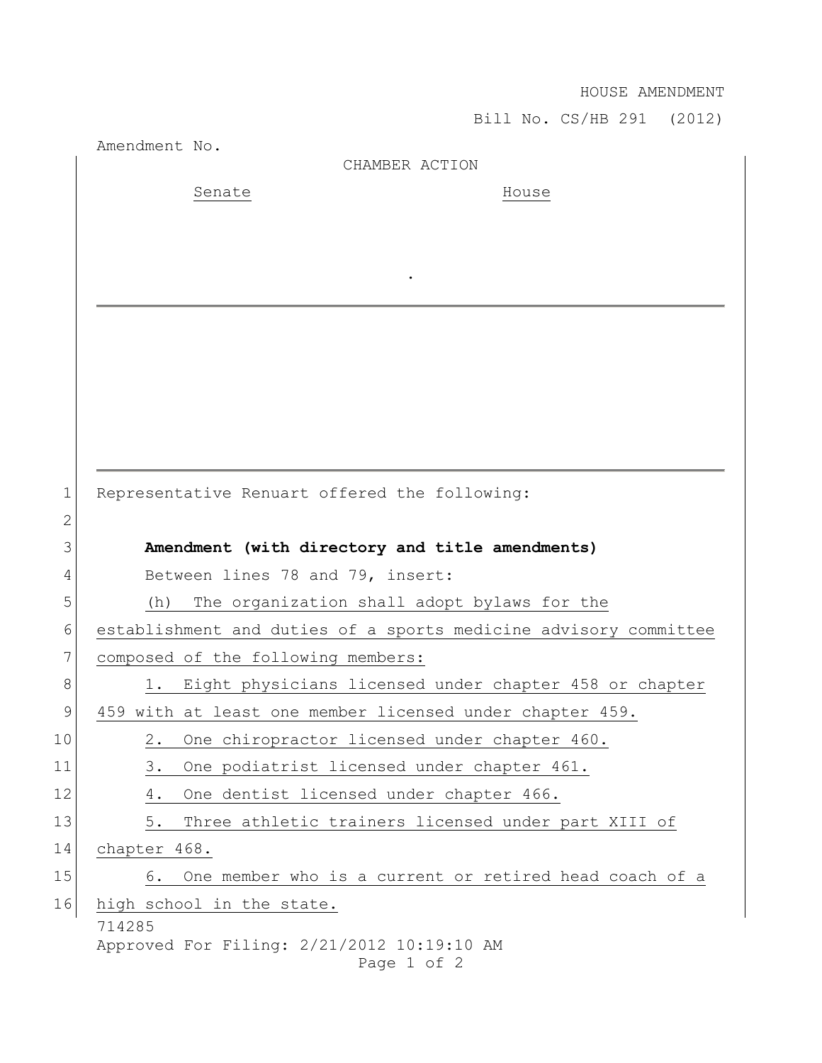HOUSE AMENDMENT

Bill No. CS/HB 291 (2012)

Amendment No.

CHAMBER ACTION

Senate House

.

Representative Renuart offered the following:

**Amendment (with directory and title amendments)**

Between lines 78 and 79, insert:

(h) The organization shall adopt bylaws for the establishment and duties of a sports medicine advisory committee composed of the following members:

1. Eight physicians licensed under chapter 458 or chapter 459 with at least one member licensed under chapter 459.

2. One chiropractor licensed under chapter 460.

3. One podiatrist licensed under chapter 461.

4. One dentist licensed under chapter 466.

5. Three athletic trainers licensed under part XIII of chapter 468.

6. One member who is a current or retired head coach of a high school in the state.

714285

Approved For Filing: 2/21/2012 10:19:10 AM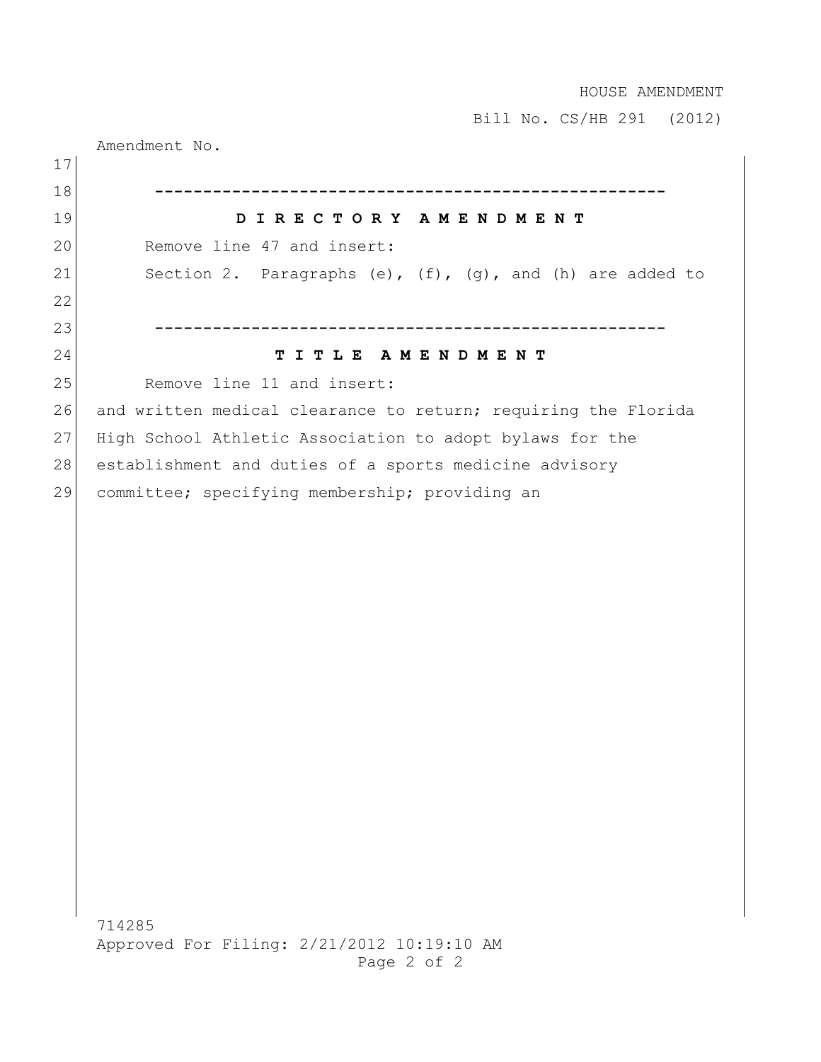-----------------------------------------------------

**D I R E C T O R Y   A M E N D M E N T**

Remove line 47 and insert:

Section 2. Paragraphs (e), (f), (g), and (h) are added to

-----------------------------------------------------

**T I T L E   A M E N D M E N T**

Remove line 11 and insert:

and written medical clearance to return; requiring the Florida High School Athletic Association to adopt bylaws for the establishment and duties of a sports medicine advisory committee; specifying membership; providing an